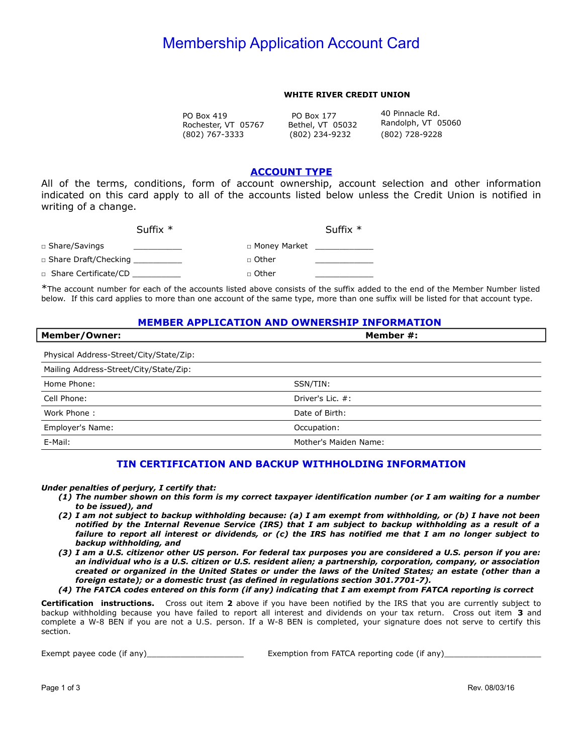# Membership Application Account Card

**WHITE RIVER CREDIT UNION**

| | | |
|---|---|---|
| PO Box 419<br>Rochester, VT 05767<br>(802) 767-3333 | PO Box 177<br>Bethel, VT 05032<br>(802) 234-9232 | 40 Pinnacle Rd.<br>Randolph, VT 05060<br>(802) 728-9228 |

## ACCOUNT TYPE

All of the terms, conditions, form of account ownership, account selection and other information indicated on this card apply to all of the accounts listed below unless the Credit Union is notified in writing of a change.

| | Suffix * | | Suffix * |
|---|---|---|---|
| □ Share/Savings | __________ | □ Money Market | ____________ |
| □ Share Draft/Checking | __________ | □ Other | ____________ |
| □ Share Certificate/CD | __________ | □ Other | ____________ |

*The account number for each of the accounts listed above consists of the suffix added to the end of the Member Number listed below. If this card applies to more than one account of the same type, more than one suffix will be listed for that account type.

## MEMBER APPLICATION AND OWNERSHIP INFORMATION

| **Member/Owner:** | **Member #:** |
|---|---|
| Physical Address-Street/City/State/Zip: | |
| Mailing Address-Street/City/State/Zip: | |
| Home Phone: | SSN/TIN: |
| Cell Phone: | Driver's Lic. #: |
| Work Phone : | Date of Birth: |
| Employer's Name: | Occupation: |
| E-Mail: | Mother's Maiden Name: |

## TIN CERTIFICATION AND BACKUP WITHHOLDING INFORMATION

***Under penalties of perjury, I certify that:***

***(1) The number shown on this form is my correct taxpayer identification number (or I am waiting for a number to be issued), and***

***(2) I am not subject to backup withholding because: (a) I am exempt from withholding, or (b) I have not been notified by the Internal Revenue Service (IRS) that I am subject to backup withholding as a result of a failure to report all interest or dividends, or (c) the IRS has notified me that I am no longer subject to backup withholding, and***

***(3) I am a U.S. citizenor other US person. For federal tax purposes you are considered a U.S. person if you are: an individual who is a U.S. citizen or U.S. resident alien; a partnership, corporation, company, or association created or organized in the United States or under the laws of the United States; an estate (other than a foreign estate); or a domestic trust (as defined in regulations section 301.7701-7).***

***(4) The FATCA codes entered on this form (if any) indicating that I am exempt from FATCA reporting is correct***

**Certification instructions.** Cross out item **2** above if you have been notified by the IRS that you are currently subject to backup withholding because you have failed to report all interest and dividends on your tax return. Cross out item **3** and complete a W-8 BEN if you are not a U.S. person. If a W-8 BEN is completed, your signature does not serve to certify this section.

Exempt payee code (if any)____________________ Exemption from FATCA reporting code (if any)____________________

Rev. 08/03/16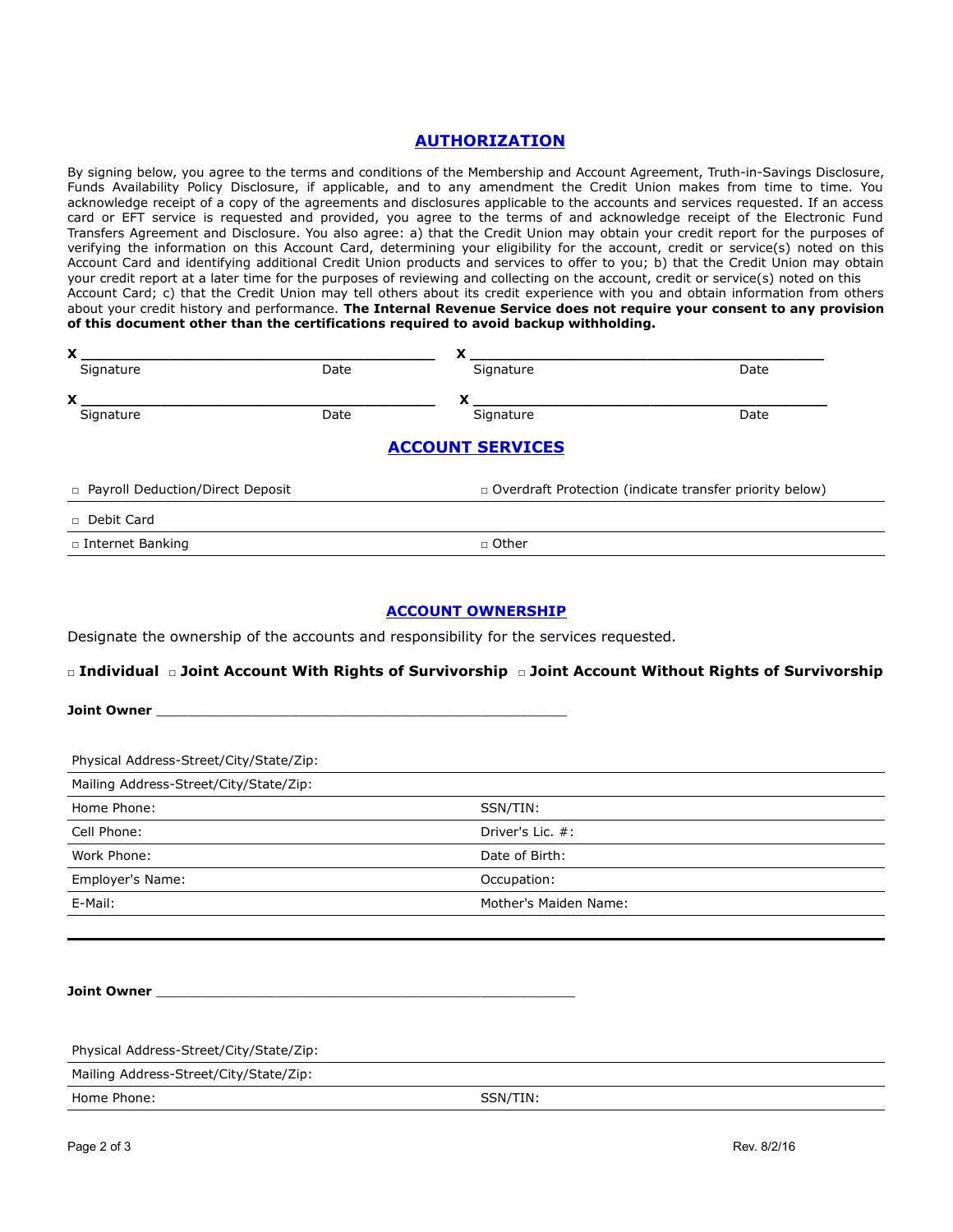## AUTHORIZATION

By signing below, you agree to the terms and conditions of the Membership and Account Agreement, Truth-in-Savings Disclosure, Funds Availability Policy Disclosure, if applicable, and to any amendment the Credit Union makes from time to time. You acknowledge receipt of a copy of the agreements and disclosures applicable to the accounts and services requested. If an access card or EFT service is requested and provided, you agree to the terms of and acknowledge receipt of the Electronic Fund Transfers Agreement and Disclosure. You also agree: a) that the Credit Union may obtain your credit report for the purposes of verifying the information on this Account Card, determining your eligibility for the account, credit or service(s) noted on this Account Card and identifying additional Credit Union products and services to offer to you; b) that the Credit Union may obtain your credit report at a later time for the purposes of reviewing and collecting on the account, credit or service(s) noted on this Account Card; c) that the Credit Union may tell others about its credit experience with you and obtain information from others about your credit history and performance. **The Internal Revenue Service does not require your consent to any provision of this document other than the certifications required to avoid backup withholding.**

| X ______________________ | | X ______________________ | |
|---|---|---|---|
| Signature | Date | Signature | Date |
| X ______________________ | | X ______________________ | |
| Signature | Date | Signature | Date |

## ACCOUNT SERVICES

| | |
|---|---|
| □ Payroll Deduction/Direct Deposit | □ Overdraft Protection (indicate transfer priority below) |
| □ Debit Card | |
| □ Internet Banking | □ Other |

## ACCOUNT OWNERSHIP

Designate the ownership of the accounts and responsibility for the services requested.

□ **Individual** □ **Joint Account With Rights of Survivorship** □ **Joint Account Without Rights of Survivorship**

**Joint Owner** ____________________________________________

| | |
|---|---|
| Physical Address-Street/City/State/Zip: | |
| Mailing Address-Street/City/State/Zip: | |
| Home Phone: | SSN/TIN: |
| Cell Phone: | Driver's Lic. #: |
| Work Phone: | Date of Birth: |
| Employer's Name: | Occupation: |
| E-Mail: | Mother's Maiden Name: |

**Joint Owner** ____________________________________________

| | |
|---|---|
| Physical Address-Street/City/State/Zip: | |
| Mailing Address-Street/City/State/Zip: | |
| Home Phone: | SSN/TIN: |

Rev. 8/2/16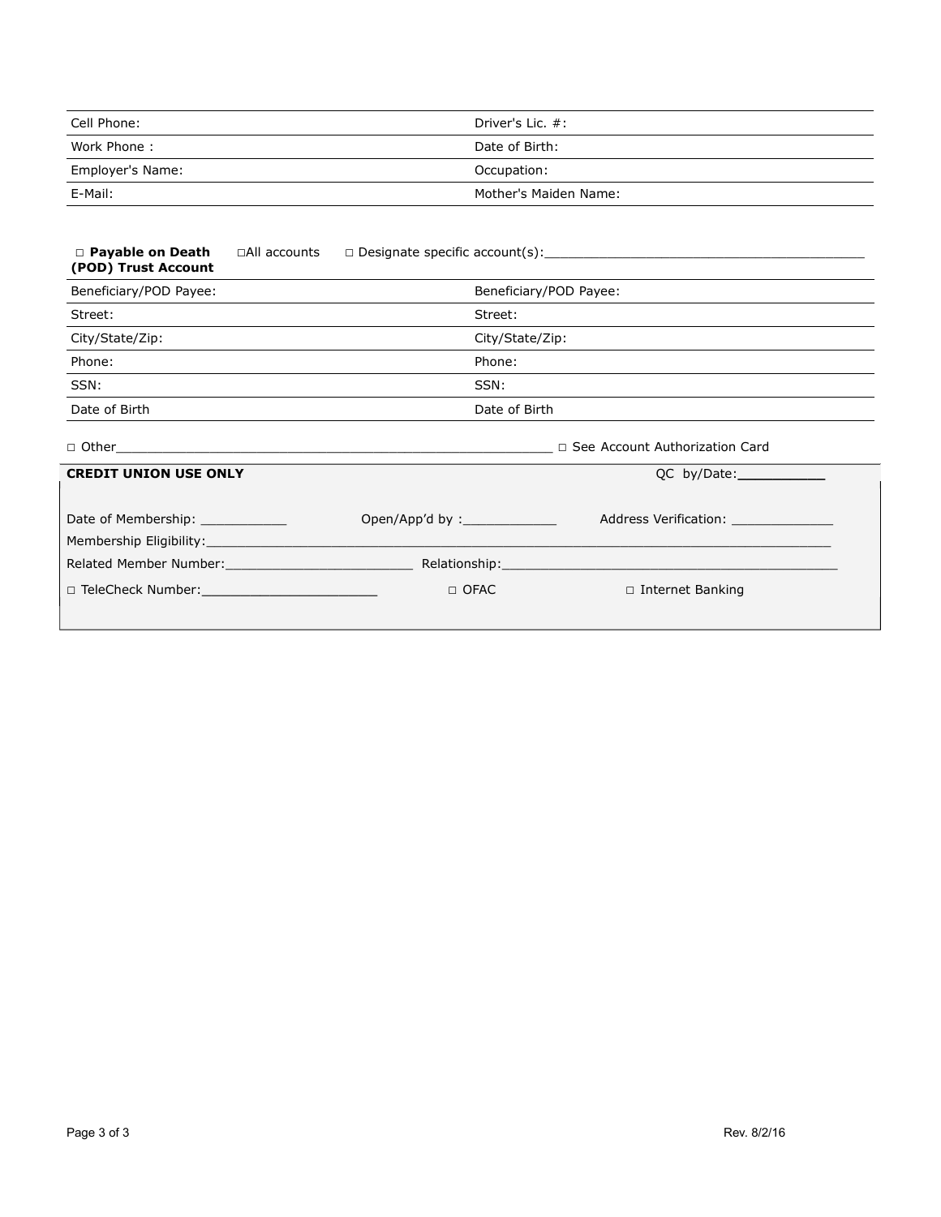| | |
|---|---|
| Cell Phone: | Driver's Lic. #: |
| Work Phone : | Date of Birth: |
| Employer's Name: | Occupation: |
| E-Mail: | Mother's Maiden Name: |

□ **Payable on Death (POD) Trust Account** □All accounts □ Designate specific account(s):_________________________________________

| | |
|---|---|
| Beneficiary/POD Payee: | Beneficiary/POD Payee: |
| Street: | Street: |
| City/State/Zip: | City/State/Zip: |
| Phone: | Phone: |
| SSN: | SSN: |
| Date of Birth | Date of Birth |

□ Other________________________________________________________ □ See Account Authorization Card

**CREDIT UNION USE ONLY** QC by/Date:___________

Date of Membership: ___________ Open/App'd by :____________ Address Verification: _____________

Membership Eligibility:____________________________________________________________________________

Related Member Number:________________________ Relationship:___________________________________________

□ TeleCheck Number:______________________ □ OFAC □ Internet Banking

Rev. 8/2/16